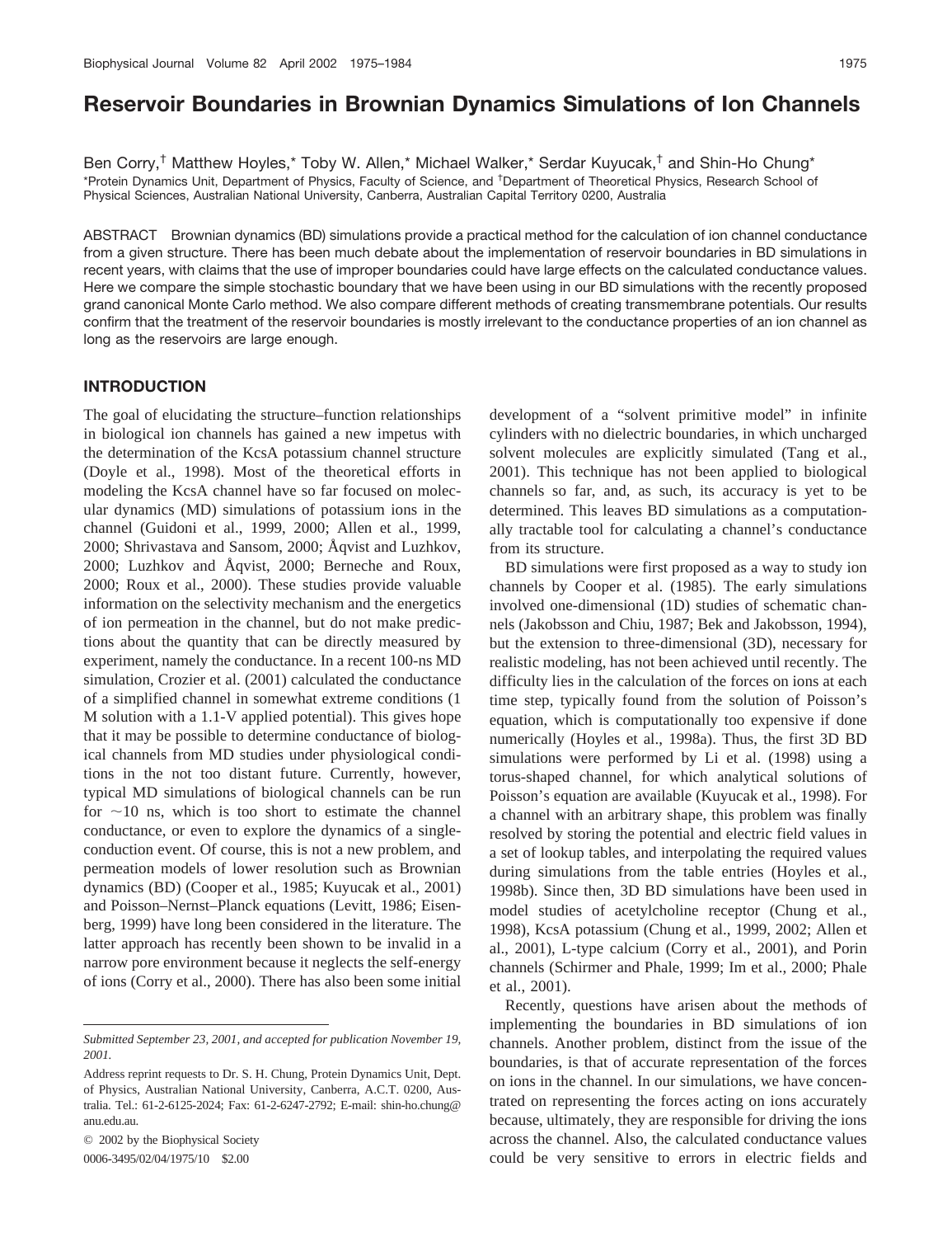# Reservoir Boundaries in Brownian Dynamics Simulations of Ion Channels

Ben Corry,[†] Matthew Hoyles,[*] Toby W. Allen,[*] Michael Walker,[*] Serdar Kuyucak,[†] and Shin-Ho Chung[*]

[*]Protein Dynamics Unit, Department of Physics, Faculty of Science, and [†]Department of Theoretical Physics, Research School of Physical Sciences, Australian National University, Canberra, Australian Capital Territory 0200, Australia

ABSTRACT Brownian dynamics (BD) simulations provide a practical method for the calculation of ion channel conductance from a given structure. There has been much debate about the implementation of reservoir boundaries in BD simulations in recent years, with claims that the use of improper boundaries could have large effects on the calculated conductance values. Here we compare the simple stochastic boundary that we have been using in our BD simulations with the recently proposed grand canonical Monte Carlo method. We also compare different methods of creating transmembrane potentials. Our results confirm that the treatment of the reservoir boundaries is mostly irrelevant to the conductance properties of an ion channel as long as the reservoirs are large enough.

## INTRODUCTION

The goal of elucidating the structure–function relationships in biological ion channels has gained a new impetus with the determination of the KcsA potassium channel structure (Doyle et al., 1998). Most of the theoretical efforts in modeling the KcsA channel have so far focused on molecular dynamics (MD) simulations of potassium ions in the channel (Guidoni et al., 1999, 2000; Allen et al., 1999, 2000; Shrivastava and Sansom, 2000; Åqvist and Luzhkov, 2000; Luzhkov and Åqvist, 2000; Berneche and Roux, 2000; Roux et al., 2000). These studies provide valuable information on the selectivity mechanism and the energetics of ion permeation in the channel, but do not make predictions about the quantity that can be directly measured by experiment, namely the conductance. In a recent 100-ns MD simulation, Crozier et al. (2001) calculated the conductance of a simplified channel in somewhat extreme conditions (1 M solution with a 1.1-V applied potential). This gives hope that it may be possible to determine conductance of biological channels from MD studies under physiological conditions in the not too distant future. Currently, however, typical MD simulations of biological channels can be run for ~10 ns, which is too short to estimate the channel conductance, or even to explore the dynamics of a single-conduction event. Of course, this is not a new problem, and permeation models of lower resolution such as Brownian dynamics (BD) (Cooper et al., 1985; Kuyucak et al., 2001) and Poisson–Nernst–Planck equations (Levitt, 1986; Eisenberg, 1999) have long been considered in the literature. The latter approach has recently been shown to be invalid in a narrow pore environment because it neglects the self-energy of ions (Corry et al., 2000). There has also been some initial development of a "solvent primitive model" in infinite cylinders with no dielectric boundaries, in which uncharged solvent molecules are explicitly simulated (Tang et al., 2001). This technique has not been applied to biological channels so far, and, as such, its accuracy is yet to be determined. This leaves BD simulations as a computationally tractable tool for calculating a channel's conductance from its structure.

BD simulations were first proposed as a way to study ion channels by Cooper et al. (1985). The early simulations involved one-dimensional (1D) studies of schematic channels (Jakobsson and Chiu, 1987; Bek and Jakobsson, 1994), but the extension to three-dimensional (3D), necessary for realistic modeling, has not been achieved until recently. The difficulty lies in the calculation of the forces on ions at each time step, typically found from the solution of Poisson's equation, which is computationally too expensive if done numerically (Hoyles et al., 1998a). Thus, the first 3D BD simulations were performed by Li et al. (1998) using a torus-shaped channel, for which analytical solutions of Poisson's equation are available (Kuyucak et al., 1998). For a channel with an arbitrary shape, this problem was finally resolved by storing the potential and electric field values in a set of lookup tables, and interpolating the required values during simulations from the table entries (Hoyles et al., 1998b). Since then, 3D BD simulations have been used in model studies of acetylcholine receptor (Chung et al., 1998), KcsA potassium (Chung et al., 1999, 2002; Allen et al., 2001), L-type calcium (Corry et al., 2001), and Porin channels (Schirmer and Phale, 1999; Im et al., 2000; Phale et al., 2001).

Recently, questions have arisen about the methods of implementing the boundaries in BD simulations of ion channels. Another problem, distinct from the issue of the boundaries, is that of accurate representation of the forces on ions in the channel. In our simulations, we have concentrated on representing the forces acting on ions accurately because, ultimately, they are responsible for driving the ions across the channel. Also, the calculated conductance values could be very sensitive to errors in electric fields and

---

*Submitted September 23, 2001, and accepted for publication November 19, 2001.*

Address reprint requests to Dr. S. H. Chung, Protein Dynamics Unit, Dept. of Physics, Australian National University, Canberra, A.C.T. 0200, Australia. Tel.: 61-2-6125-2024; Fax: 61-2-6247-2792; E-mail: shin-ho.chung@anu.edu.au.

© 2002 by the Biophysical Society

0006-3495/02/04/1975/10 $2.00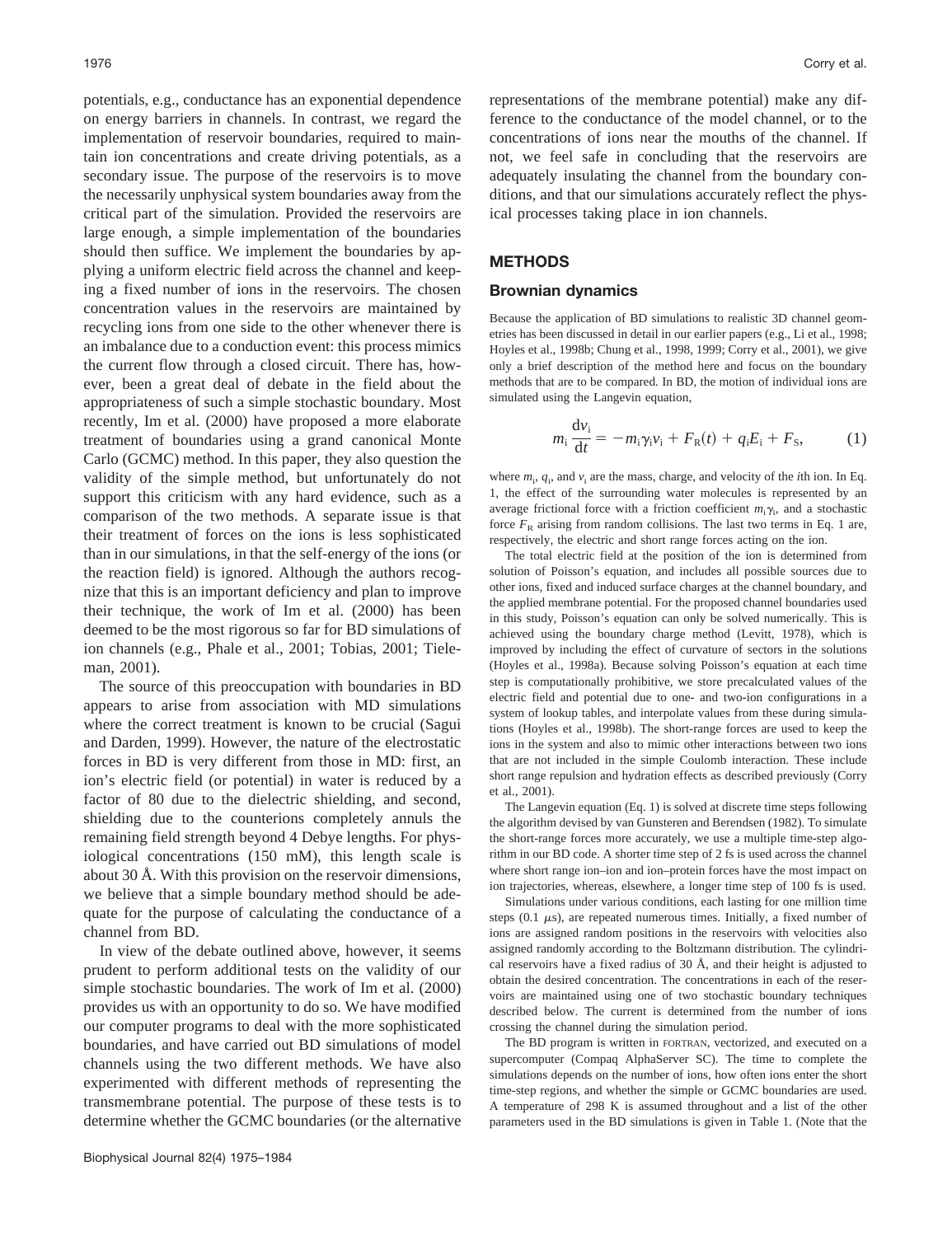potentials, e.g., conductance has an exponential dependence on energy barriers in channels. In contrast, we regard the implementation of reservoir boundaries, required to maintain ion concentrations and create driving potentials, as a secondary issue. The purpose of the reservoirs is to move the necessarily unphysical system boundaries away from the critical part of the simulation. Provided the reservoirs are large enough, a simple implementation of the boundaries should then suffice. We implement the boundaries by applying a uniform electric field across the channel and keeping a fixed number of ions in the reservoirs. The chosen concentration values in the reservoirs are maintained by recycling ions from one side to the other whenever there is an imbalance due to a conduction event: this process mimics the current flow through a closed circuit. There has, however, been a great deal of debate in the field about the appropriateness of such a simple stochastic boundary. Most recently, Im et al. (2000) have proposed a more elaborate treatment of boundaries using a grand canonical Monte Carlo (GCMC) method. In this paper, they also question the validity of the simple method, but unfortunately do not support this criticism with any hard evidence, such as a comparison of the two methods. A separate issue is that their treatment of forces on the ions is less sophisticated than in our simulations, in that the self-energy of the ions (or the reaction field) is ignored. Although the authors recognize that this is an important deficiency and plan to improve their technique, the work of Im et al. (2000) has been deemed to be the most rigorous so far for BD simulations of ion channels (e.g., Phale et al., 2001; Tobias, 2001; Tieleman, 2001).

The source of this preoccupation with boundaries in BD appears to arise from association with MD simulations where the correct treatment is known to be crucial (Sagui and Darden, 1999). However, the nature of the electrostatic forces in BD is very different from those in MD: first, an ion's electric field (or potential) in water is reduced by a factor of 80 due to the dielectric shielding, and second, shielding due to the counterions completely annuls the remaining field strength beyond 4 Debye lengths. For physiological concentrations (150 mM), this length scale is about 30 Å. With this provision on the reservoir dimensions, we believe that a simple boundary method should be adequate for the purpose of calculating the conductance of a channel from BD.

In view of the debate outlined above, however, it seems prudent to perform additional tests on the validity of our simple stochastic boundaries. The work of Im et al. (2000) provides us with an opportunity to do so. We have modified our computer programs to deal with the more sophisticated boundaries, and have carried out BD simulations of model channels using the two different methods. We have also experimented with different methods of representing the transmembrane potential. The purpose of these tests is to determine whether the GCMC boundaries (or the alternative representations of the membrane potential) make any difference to the conductance of the model channel, or to the concentrations of ions near the mouths of the channel. If not, we feel safe in concluding that the reservoirs are adequately insulating the channel from the boundary conditions, and that our simulations accurately reflect the physical processes taking place in ion channels.

## METHODS

### Brownian dynamics

Because the application of BD simulations to realistic 3D channel geometries has been discussed in detail in our earlier papers (e.g., Li et al., 1998; Hoyles et al., 1998b; Chung et al., 1998, 1999; Corry et al., 2001), we give only a brief description of the method here and focus on the boundary methods that are to be compared. In BD, the motion of individual ions are simulated using the Langevin equation,

$$m_i \frac{dv_i}{dt} = -m_i \gamma_i v_i + F_R(t) + q_i E_i + F_S, \tag{1}$$

where $m_i$, $q_i$, and $v_i$ are the mass, charge, and velocity of the $i$th ion. In Eq. 1, the effect of the surrounding water molecules is represented by an average frictional force with a friction coefficient $m_i \gamma_i$, and a stochastic force $F_R$ arising from random collisions. The last two terms in Eq. 1 are, respectively, the electric and short range forces acting on the ion.

The total electric field at the position of the ion is determined from solution of Poisson's equation, and includes all possible sources due to other ions, fixed and induced surface charges at the channel boundary, and the applied membrane potential. For the proposed channel boundaries used in this study, Poisson's equation can only be solved numerically. This is achieved using the boundary charge method (Levitt, 1978), which is improved by including the effect of curvature of sectors in the solutions (Hoyles et al., 1998a). Because solving Poisson's equation at each time step is computationally prohibitive, we store precalculated values of the electric field and potential due to one- and two-ion configurations in a system of lookup tables, and interpolate values from these during simulations (Hoyles et al., 1998b). The short-range forces are used to keep the ions in the system and also to mimic other interactions between two ions that are not included in the simple Coulomb interaction. These include short range repulsion and hydration effects as described previously (Corry et al., 2001).

The Langevin equation (Eq. 1) is solved at discrete time steps following the algorithm devised by van Gunsteren and Berendsen (1982). To simulate the short-range forces more accurately, we use a multiple time-step algorithm in our BD code. A shorter time step of 2 fs is used across the channel where short range ion–ion and ion–protein forces have the most impact on ion trajectories, whereas, elsewhere, a longer time step of 100 fs is used.

Simulations under various conditions, each lasting for one million time steps (0.1 $\mu$s), are repeated numerous times. Initially, a fixed number of ions are assigned random positions in the reservoirs with velocities also assigned randomly according to the Boltzmann distribution. The cylindrical reservoirs have a fixed radius of 30 Å, and their height is adjusted to obtain the desired concentration. The concentrations in each of the reservoirs are maintained using one of two stochastic boundary techniques described below. The current is determined from the number of ions crossing the channel during the simulation period.

The BD program is written in FORTRAN, vectorized, and executed on a supercomputer (Compaq AlphaServer SC). The time to complete the simulations depends on the number of ions, how often ions enter the short time-step regions, and whether the simple or GCMC boundaries are used. A temperature of 298 K is assumed throughout and a list of the other parameters used in the BD simulations is given in Table 1. (Note that the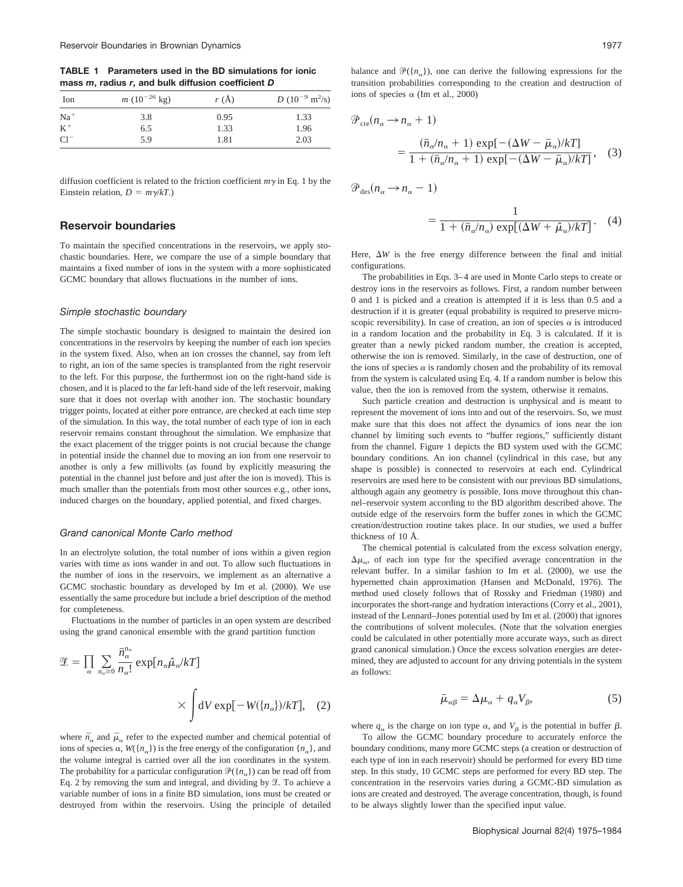**TABLE 1 Parameters used in the BD simulations for ionic mass *m*, radius *r*, and bulk diffusion coefficient *D***

| Ion | $m$ ($10^{-26}$ kg) | $r$ (Å) | $D$ ($10^{-9}$ m$^2$/s) |
|---|---|---|---|
| $Na^+$ | 3.8 | 0.95 | 1.33 |
| $K^+$ | 6.5 | 1.33 | 1.96 |
| $Cl^-$ | 5.9 | 1.81 | 2.03 |

diffusion coefficient is related to the friction coefficient $m\gamma$ in Eq. 1 by the Einstein relation, $D = m\gamma/kT$.)

## Reservoir boundaries

To maintain the specified concentrations in the reservoirs, we apply stochastic boundaries. Here, we compare the use of a simple boundary that maintains a fixed number of ions in the system with a more sophisticated GCMC boundary that allows fluctuations in the number of ions.

### *Simple stochastic boundary*

The simple stochastic boundary is designed to maintain the desired ion concentrations in the reservoirs by keeping the number of each ion species in the system fixed. Also, when an ion crosses the channel, say from left to right, an ion of the same species is transplanted from the right reservoir to the left. For this purpose, the furthermost ion on the right-hand side is chosen, and it is placed to the far left-hand side of the left reservoir, making sure that it does not overlap with another ion. The stochastic boundary trigger points, located at either pore entrance, are checked at each time step of the simulation. In this way, the total number of each type of ion in each reservoir remains constant throughout the simulation. We emphasize that the exact placement of the trigger points is not crucial because the change in potential inside the channel due to moving an ion from one reservoir to another is only a few millivolts (as found by explicitly measuring the potential in the channel just before and just after the ion is moved). This is much smaller than the potentials from most other sources e.g., other ions, induced charges on the boundary, applied potential, and fixed charges.

### *Grand canonical Monte Carlo method*

In an electrolyte solution, the total number of ions within a given region varies with time as ions wander in and out. To allow such fluctuations in the number of ions in the reservoirs, we implement as an alternative a GCMC stochastic boundary as developed by Im et al. (2000). We use essentially the same procedure but include a brief description of the method for completeness.

Fluctuations in the number of particles in an open system are described using the grand canonical ensemble with the grand partition function

$$\mathscr{Z} = \prod_{\alpha} \sum_{n_\alpha = 0} \frac{\bar{n}_\alpha^{n_\alpha}}{n_\alpha!} \exp[n_\alpha \hat{\mu}_\alpha / kT] \times \int \mathrm{d}V \exp[-W(\{n_\alpha\})/kT], \quad (2)$$

where $\bar{n}_\alpha$ and $\bar{\mu}_\alpha$ refer to the expected number and chemical potential of ions of species $\alpha$, $W(\{n_\alpha\})$ is the free energy of the configuration $\{n_\alpha\}$, and the volume integral is carried over all the ion coordinates in the system. The probability for a particular configuration $\mathscr{P}(\{n_\alpha\})$ can be read off from Eq. 2 by removing the sum and integral, and dividing by $\mathscr{Z}$. To achieve a variable number of ions in a finite BD simulation, ions must be created or destroyed from within the reservoirs. Using the principle of detailed balance and $\mathscr{P}(\{n_\alpha\})$, one can derive the following expressions for the transition probabilities corresponding to the creation and destruction of ions of species $\alpha$ (Im et al., 2000)

$$\mathscr{P}_{\text{cre}}(n_\alpha \rightarrow n_\alpha + 1) = \frac{(\bar{n}_\alpha/n_\alpha + 1)\exp[-(\Delta W - \bar{\mu}_\alpha)/kT]}{1 + (\bar{n}_\alpha/n_\alpha + 1)\exp[-(\Delta W - \bar{\mu}_\alpha)/kT]}, \quad (3)$$

$$\mathscr{P}_{\text{des}}(n_\alpha \rightarrow n_\alpha - 1) = \frac{1}{1 + (\bar{n}_\alpha/n_\alpha)\exp[(\Delta W + \hat{\mu}_\alpha)/kT]}. \quad (4)$$

Here, $\Delta W$ is the free energy difference between the final and initial configurations.

The probabilities in Eqs. 3–4 are used in Monte Carlo steps to create or destroy ions in the reservoirs as follows. First, a random number between 0 and 1 is picked and a creation is attempted if it is less than 0.5 and a destruction if it is greater (equal probability is required to preserve microscopic reversibility). In case of creation, an ion of species $\alpha$ is introduced in a random location and the probability in Eq. 3 is calculated. If it is greater than a newly picked random number, the creation is accepted, otherwise the ion is removed. Similarly, in the case of destruction, one of the ions of species $\alpha$ is randomly chosen and the probability of its removal from the system is calculated using Eq. 4. If a random number is below this value, then the ion is removed from the system, otherwise it remains.

Such particle creation and destruction is unphysical and is meant to represent the movement of ions into and out of the reservoirs. So, we must make sure that this does not affect the dynamics of ions near the ion channel by limiting such events to "buffer regions," sufficiently distant from the channel. Figure 1 depicts the BD system used with the GCMC boundary conditions. An ion channel (cylindrical in this case, but any shape is possible) is connected to reservoirs at each end. Cylindrical reservoirs are used here to be consistent with our previous BD simulations, although again any geometry is possible. Ions move throughout this channel–reservoir system according to the BD algorithm described above. The outside edge of the reservoirs form the buffer zones in which the GCMC creation/destruction routine takes place. In our studies, we used a buffer thickness of 10 Å.

The chemical potential is calculated from the excess solvation energy, $\Delta\mu_\alpha$, of each ion type for the specified average concentration in the relevant buffer. In a similar fashion to Im et al. (2000), we use the hypernetted chain approximation (Hansen and McDonald, 1976). The method used closely follows that of Rossky and Friedman (1980) and incorporates the short-range and hydration interactions (Corry et al., 2001), instead of the Lennard–Jones potential used by Im et al. (2000) that ignores the contributions of solvent molecules. (Note that the solvation energies could be calculated in other potentially more accurate ways, such as direct grand canonical simulation.) Once the excess solvation energies are determined, they are adjusted to account for any driving potentials in the system as follows:

$$\bar{\mu}_{\alpha\beta} = \Delta\mu_\alpha + q_\alpha V_\beta, \quad (5)$$

where $q_\alpha$ is the charge on ion type $\alpha$, and $V_\beta$ is the potential in buffer $\beta$.

To allow the GCMC boundary procedure to accurately enforce the boundary conditions, many more GCMC steps (a creation or destruction of each type of ion in each reservoir) should be performed for every BD time step. In this study, 10 GCMC steps are performed for every BD step. The concentration in the reservoirs varies during a GCMC-BD simulation as ions are created and destroyed. The average concentration, though, is found to be always slightly lower than the specified input value.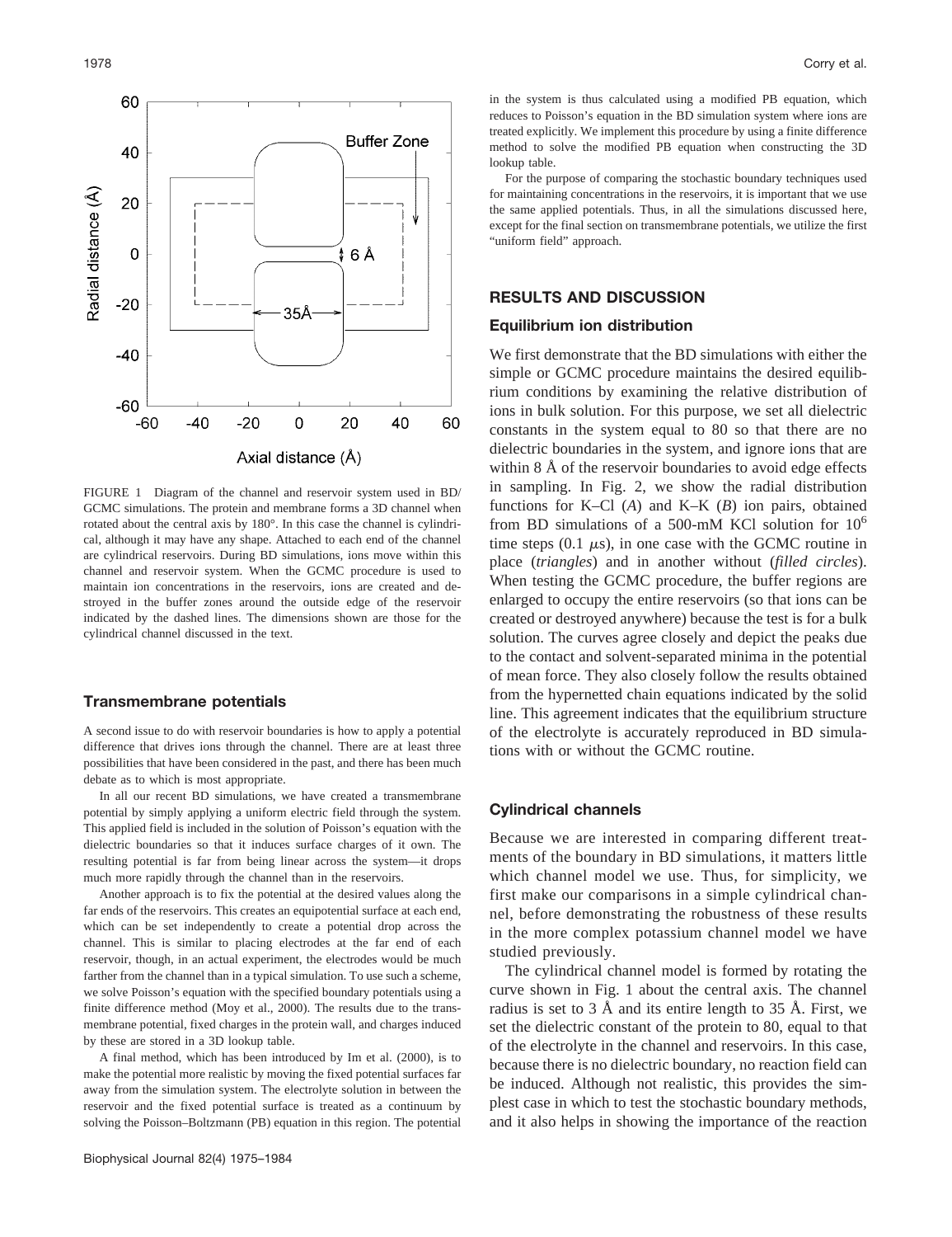60
40
20
0
-20
-40
-60
Radial distance (Å)
-60 -40 -20 0 20 40 60
Axial distance (Å)
Buffer Zone
6 Å
35Å

FIGURE 1 Diagram of the channel and reservoir system used in BD/GCMC simulations. The protein and membrane forms a 3D channel when rotated about the central axis by 180°. In this case the channel is cylindrical, although it may have any shape. Attached to each end of the channel are cylindrical reservoirs. During BD simulations, ions move within this channel and reservoir system. When the GCMC procedure is used to maintain ion concentrations in the reservoirs, ions are created and destroyed in the buffer zones around the outside edge of the reservoir indicated by the dashed lines. The dimensions shown are those for the cylindrical channel discussed in the text.

### Transmembrane potentials

A second issue to do with reservoir boundaries is how to apply a potential difference that drives ions through the channel. There are at least three possibilities that have been considered in the past, and there has been much debate as to which is most appropriate.

In all our recent BD simulations, we have created a transmembrane potential by simply applying a uniform electric field through the system. This applied field is included in the solution of Poisson's equation with the dielectric boundaries so that it induces surface charges of it own. The resulting potential is far from being linear across the system—it drops much more rapidly through the channel than in the reservoirs.

Another approach is to fix the potential at the desired values along the far ends of the reservoirs. This creates an equipotential surface at each end, which can be set independently to create a potential drop across the channel. This is similar to placing electrodes at the far end of each reservoir, though, in an actual experiment, the electrodes would be much farther from the channel than in a typical simulation. To use such a scheme, we solve Poisson's equation with the specified boundary potentials using a finite difference method (Moy et al., 2000). The results due to the transmembrane potential, fixed charges in the protein wall, and charges induced by these are stored in a 3D lookup table.

A final method, which has been introduced by Im et al. (2000), is to make the potential more realistic by moving the fixed potential surfaces far away from the simulation system. The electrolyte solution in between the reservoir and the fixed potential surface is treated as a continuum by solving the Poisson–Boltzmann (PB) equation in this region. The potential in the system is thus calculated using a modified PB equation, which reduces to Poisson's equation in the BD simulation system where ions are treated explicitly. We implement this procedure by using a finite difference method to solve the modified PB equation when constructing the 3D lookup table.

For the purpose of comparing the stochastic boundary techniques used for maintaining concentrations in the reservoirs, it is important that we use the same applied potentials. Thus, in all the simulations discussed here, except for the final section on transmembrane potentials, we utilize the first "uniform field" approach.

## RESULTS AND DISCUSSION

### Equilibrium ion distribution

We first demonstrate that the BD simulations with either the simple or GCMC procedure maintains the desired equilibrium conditions by examining the relative distribution of ions in bulk solution. For this purpose, we set all dielectric constants in the system equal to 80 so that there are no dielectric boundaries in the system, and ignore ions that are within 8 Å of the reservoir boundaries to avoid edge effects in sampling. In Fig. 2, we show the radial distribution functions for K–Cl (*A*) and K–K (*B*) ion pairs, obtained from BD simulations of a 500-mM KCl solution for $10^6$ time steps (0.1 $\mu$s), in one case with the GCMC routine in place (*triangles*) and in another without (*filled circles*). When testing the GCMC procedure, the buffer regions are enlarged to occupy the entire reservoirs (so that ions can be created or destroyed anywhere) because the test is for a bulk solution. The curves agree closely and depict the peaks due to the contact and solvent-separated minima in the potential of mean force. They also closely follow the results obtained from the hypernetted chain equations indicated by the solid line. This agreement indicates that the equilibrium structure of the electrolyte is accurately reproduced in BD simulations with or without the GCMC routine.

### Cylindrical channels

Because we are interested in comparing different treatments of the boundary in BD simulations, it matters little which channel model we use. Thus, for simplicity, we first make our comparisons in a simple cylindrical channel, before demonstrating the robustness of these results in the more complex potassium channel model we have studied previously.

The cylindrical channel model is formed by rotating the curve shown in Fig. 1 about the central axis. The channel radius is set to 3 Å and its entire length to 35 Å. First, we set the dielectric constant of the protein to 80, equal to that of the electrolyte in the channel and reservoirs. In this case, because there is no dielectric boundary, no reaction field can be induced. Although not realistic, this provides the simplest case in which to test the stochastic boundary methods, and it also helps in showing the importance of the reaction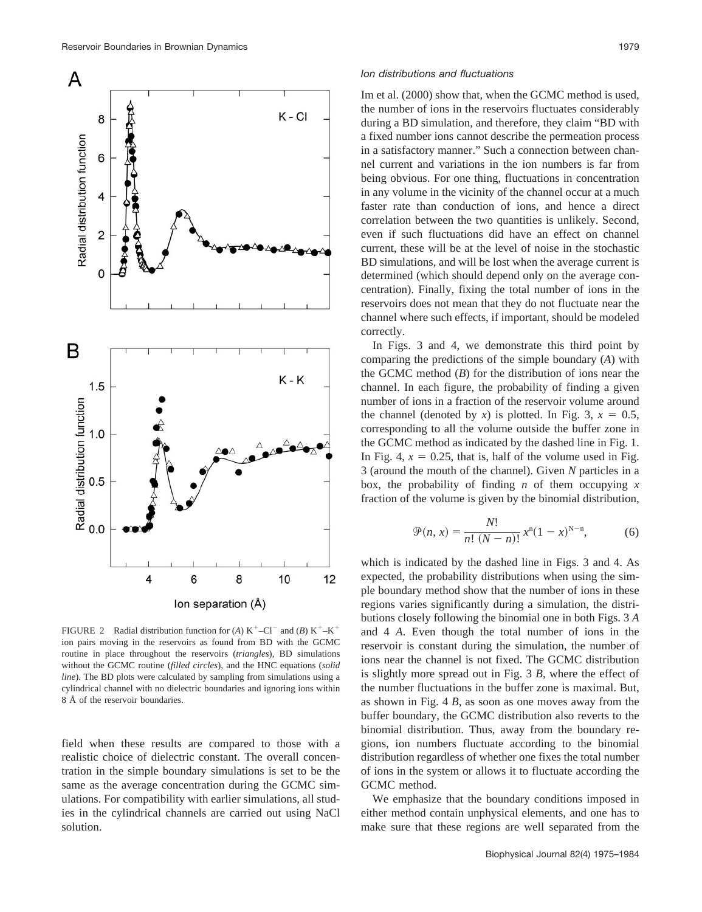FIGURE 2 Radial distribution function for (*A*) $K^+$–$Cl^-$ and (*B*) $K^+$–$K^+$ ion pairs moving in the reservoirs as found from BD with the GCMC routine in place throughout the reservoirs (*triangles*), BD simulations without the GCMC routine (*filled circles*), and the HNC equations (*solid line*). The BD plots were calculated by sampling from simulations using a cylindrical channel with no dielectric boundaries and ignoring ions within 8 Å of the reservoir boundaries.

field when these results are compared to those with a realistic choice of dielectric constant. The overall concentration in the simple boundary simulations is set to be the same as the average concentration during the GCMC simulations. For compatibility with earlier simulations, all studies in the cylindrical channels are carried out using NaCl solution.

### *Ion distributions and fluctuations*

Im et al. (2000) show that, when the GCMC method is used, the number of ions in the reservoirs fluctuates considerably during a BD simulation, and therefore, they claim "BD with a fixed number ions cannot describe the permeation process in a satisfactory manner." Such a connection between channel current and variations in the ion numbers is far from being obvious. For one thing, fluctuations in concentration in any volume in the vicinity of the channel occur at a much faster rate than conduction of ions, and hence a direct correlation between the two quantities is unlikely. Second, even if such fluctuations did have an effect on channel current, these will be at the level of noise in the stochastic BD simulations, and will be lost when the average current is determined (which should depend only on the average concentration). Finally, fixing the total number of ions in the reservoirs does not mean that they do not fluctuate near the channel where such effects, if important, should be modeled correctly.

In Figs. 3 and 4, we demonstrate this third point by comparing the predictions of the simple boundary (*A*) with the GCMC method (*B*) for the distribution of ions near the channel. In each figure, the probability of finding a given number of ions in a fraction of the reservoir volume around the channel (denoted by *x*) is plotted. In Fig. 3, $x = 0.5$, corresponding to all the volume outside the buffer zone in the GCMC method as indicated by the dashed line in Fig. 1. In Fig. 4, $x = 0.25$, that is, half of the volume used in Fig. 3 (around the mouth of the channel). Given *N* particles in a box, the probability of finding *n* of them occupying *x* fraction of the volume is given by the binomial distribution,

$$\mathcal{P}(n, x) = \frac{N!}{n!\,(N-n)!}\,x^{n}(1-x)^{N-n}, \tag{6}$$

which is indicated by the dashed line in Figs. 3 and 4. As expected, the probability distributions when using the simple boundary method show that the number of ions in these regions varies significantly during a simulation, the distributions closely following the binomial one in both Figs. 3 *A* and 4 *A*. Even though the total number of ions in the reservoir is constant during the simulation, the number of ions near the channel is not fixed. The GCMC distribution is slightly more spread out in Fig. 3 *B*, where the effect of the number fluctuations in the buffer zone is maximal. But, as shown in Fig. 4 *B*, as soon as one moves away from the buffer boundary, the GCMC distribution also reverts to the binomial distribution. Thus, away from the boundary regions, ion numbers fluctuate according to the binomial distribution regardless of whether one fixes the total number of ions in the system or allows it to fluctuate according the GCMC method.

We emphasize that the boundary conditions imposed in either method contain unphysical elements, and one has to make sure that these regions are well separated from the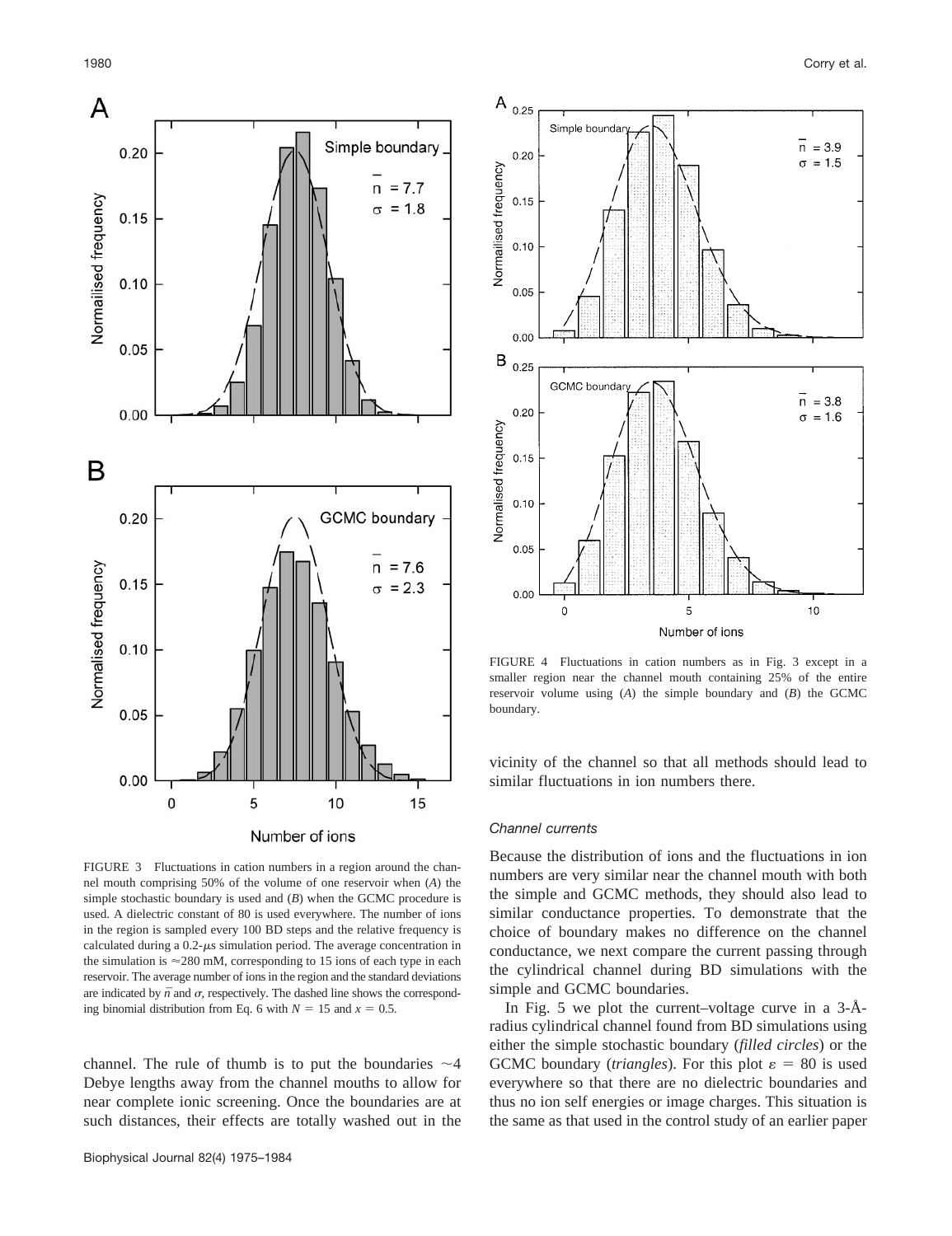FIGURE 3 Fluctuations in cation numbers in a region around the channel mouth comprising 50% of the volume of one reservoir when (*A*) the simple stochastic boundary is used and (*B*) when the GCMC procedure is used. A dielectric constant of 80 is used everywhere. The number of ions in the region is sampled every 100 BD steps and the relative frequency is calculated during a 0.2-$\mu$s simulation period. The average concentration in the simulation is ≈280 mM, corresponding to 15 ions of each type in each reservoir. The average number of ions in the region and the standard deviations are indicated by $\bar{n}$ and $\sigma$, respectively. The dashed line shows the corresponding binomial distribution from Eq. 6 with $N = 15$ and $x = 0.5$.

channel. The rule of thumb is to put the boundaries ~4 Debye lengths away from the channel mouths to allow for near complete ionic screening. Once the boundaries are at such distances, their effects are totally washed out in the vicinity of the channel so that all methods should lead to similar fluctuations in ion numbers there.

FIGURE 4 Fluctuations in cation numbers as in Fig. 3 except in a smaller region near the channel mouth containing 25% of the entire reservoir volume using (*A*) the simple boundary and (*B*) the GCMC boundary.

### *Channel currents*

Because the distribution of ions and the fluctuations in ion numbers are very similar near the channel mouth with both the simple and GCMC methods, they should also lead to similar conductance properties. To demonstrate that the choice of boundary makes no difference on the channel conductance, we next compare the current passing through the cylindrical channel during BD simulations with the simple and GCMC boundaries.

In Fig. 5 we plot the current–voltage curve in a 3-Å-radius cylindrical channel found from BD simulations using either the simple stochastic boundary (*filled circles*) or the GCMC boundary (*triangles*). For this plot $\varepsilon = 80$ is used everywhere so that there are no dielectric boundaries and thus no ion self energies or image charges. This situation is the same as that used in the control study of an earlier paper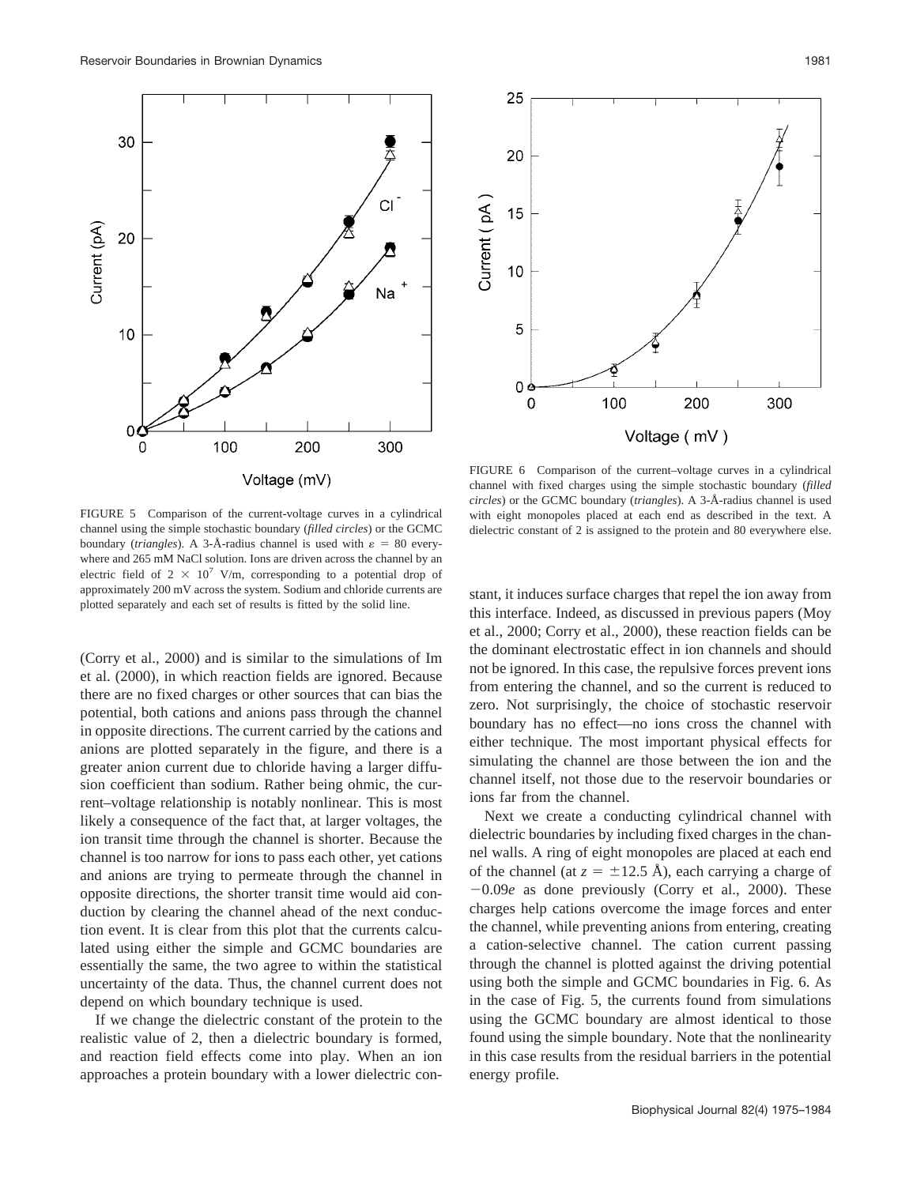Current (pA)

30

20

10

0

0

100

200

300

Voltage (mV)

Cl⁻

Na⁺

FIGURE 5 Comparison of the current-voltage curves in a cylindrical channel using the simple stochastic boundary (*filled circles*) or the GCMC boundary (*triangles*). A 3-Å-radius channel is used with $\varepsilon = 80$ everywhere and 265 mM NaCl solution. Ions are driven across the channel by an electric field of $2 \times 10^7$ V/m, corresponding to a potential drop of approximately 200 mV across the system. Sodium and chloride currents are plotted separately and each set of results is fitted by the solid line.

Current ( pA )

25

20

15

10

5

0

0

100

200

300

Voltage ( mV )

FIGURE 6 Comparison of the current–voltage curves in a cylindrical channel with fixed charges using the simple stochastic boundary (*filled circles*) or the GCMC boundary (*triangles*). A 3-Å-radius channel is used with eight monopoles placed at each end as described in the text. A dielectric constant of 2 is assigned to the protein and 80 everywhere else.

(Corry et al., 2000) and is similar to the simulations of Im et al. (2000), in which reaction fields are ignored. Because there are no fixed charges or other sources that can bias the potential, both cations and anions pass through the channel in opposite directions. The current carried by the cations and anions are plotted separately in the figure, and there is a greater anion current due to chloride having a larger diffusion coefficient than sodium. Rather being ohmic, the current–voltage relationship is notably nonlinear. This is most likely a consequence of the fact that, at larger voltages, the ion transit time through the channel is shorter. Because the channel is too narrow for ions to pass each other, yet cations and anions are trying to permeate through the channel in opposite directions, the shorter transit time would aid conduction by clearing the channel ahead of the next conduction event. It is clear from this plot that the currents calculated using either the simple and GCMC boundaries are essentially the same, the two agree to within the statistical uncertainty of the data. Thus, the channel current does not depend on which boundary technique is used.

If we change the dielectric constant of the protein to the realistic value of 2, then a dielectric boundary is formed, and reaction field effects come into play. When an ion approaches a protein boundary with a lower dielectric constant, it induces surface charges that repel the ion away from this interface. Indeed, as discussed in previous papers (Moy et al., 2000; Corry et al., 2000), these reaction fields can be the dominant electrostatic effect in ion channels and should not be ignored. In this case, the repulsive forces prevent ions from entering the channel, and so the current is reduced to zero. Not surprisingly, the choice of stochastic reservoir boundary has no effect—no ions cross the channel with either technique. The most important physical effects for simulating the channel are those between the ion and the channel itself, not those due to the reservoir boundaries or ions far from the channel.

Next we create a conducting cylindrical channel with dielectric boundaries by including fixed charges in the channel walls. A ring of eight monopoles are placed at each end of the channel (at $z = \pm 12.5$ Å), each carrying a charge of $-0.09e$ as done previously (Corry et al., 2000). These charges help cations overcome the image forces and enter the channel, while preventing anions from entering, creating a cation-selective channel. The cation current passing through the channel is plotted against the driving potential using both the simple and GCMC boundaries in Fig. 6. As in the case of Fig. 5, the currents found from simulations using the GCMC boundary are almost identical to those found using the simple boundary. Note that the nonlinearity in this case results from the residual barriers in the potential energy profile.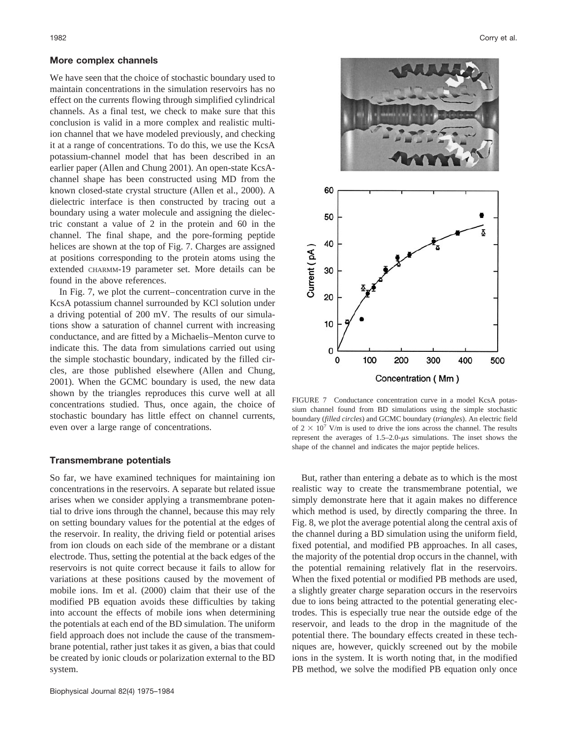### More complex channels

We have seen that the choice of stochastic boundary used to maintain concentrations in the simulation reservoirs has no effect on the currents flowing through simplified cylindrical channels. As a final test, we check to make sure that this conclusion is valid in a more complex and realistic multi-ion channel that we have modeled previously, and checking it at a range of concentrations. To do this, we use the KcsA potassium-channel model that has been described in an earlier paper (Allen and Chung 2001). An open-state KcsA-channel shape has been constructed using MD from the known closed-state crystal structure (Allen et al., 2000). A dielectric interface is then constructed by tracing out a boundary using a water molecule and assigning the dielectric constant a value of 2 in the protein and 60 in the channel. The final shape, and the pore-forming peptide helices are shown at the top of Fig. 7. Charges are assigned at positions corresponding to the protein atoms using the extended CHARMM-19 parameter set. More details can be found in the above references.

In Fig. 7, we plot the current–concentration curve in the KcsA potassium channel surrounded by KCl solution under a driving potential of 200 mV. The results of our simulations show a saturation of channel current with increasing conductance, and are fitted by a Michaelis–Menton curve to indicate this. The data from simulations carried out using the simple stochastic boundary, indicated by the filled circles, are those published elsewhere (Allen and Chung, 2001). When the GCMC boundary is used, the new data shown by the triangles reproduces this curve well at all concentrations studied. Thus, once again, the choice of stochastic boundary has little effect on channel currents, even over a large range of concentrations.

Current ( pA )
60
50
40
30
20
10
0
0
100
200
300
400
500
Concentration ( Mm )

FIGURE 7 Conductance concentration curve in a model KcsA potassium channel found from BD simulations using the simple stochastic boundary (*filled circles*) and GCMC boundary (*triangles*). An electric field of $2 \times 10^7$ V/m is used to drive the ions across the channel. The results represent the averages of 1.5–2.0-$\mu$s simulations. The inset shows the shape of the channel and indicates the major peptide helices.

### Transmembrane potentials

So far, we have examined techniques for maintaining ion concentrations in the reservoirs. A separate but related issue arises when we consider applying a transmembrane potential to drive ions through the channel, because this may rely on setting boundary values for the potential at the edges of the reservoir. In reality, the driving field or potential arises from ion clouds on each side of the membrane or a distant electrode. Thus, setting the potential at the back edges of the reservoirs is not quite correct because it fails to allow for variations at these positions caused by the movement of mobile ions. Im et al. (2000) claim that their use of the modified PB equation avoids these difficulties by taking into account the effects of mobile ions when determining the potentials at each end of the BD simulation. The uniform field approach does not include the cause of the transmembrane potential, rather just takes it as given, a bias that could be created by ionic clouds or polarization external to the BD system.

But, rather than entering a debate as to which is the most realistic way to create the transmembrane potential, we simply demonstrate here that it again makes no difference which method is used, by directly comparing the three. In Fig. 8, we plot the average potential along the central axis of the channel during a BD simulation using the uniform field, fixed potential, and modified PB approaches. In all cases, the majority of the potential drop occurs in the channel, with the potential remaining relatively flat in the reservoirs. When the fixed potential or modified PB methods are used, a slightly greater charge separation occurs in the reservoirs due to ions being attracted to the potential generating electrodes. This is especially true near the outside edge of the reservoir, and leads to the drop in the magnitude of the potential there. The boundary effects created in these techniques are, however, quickly screened out by the mobile ions in the system. It is worth noting that, in the modified PB method, we solve the modified PB equation only once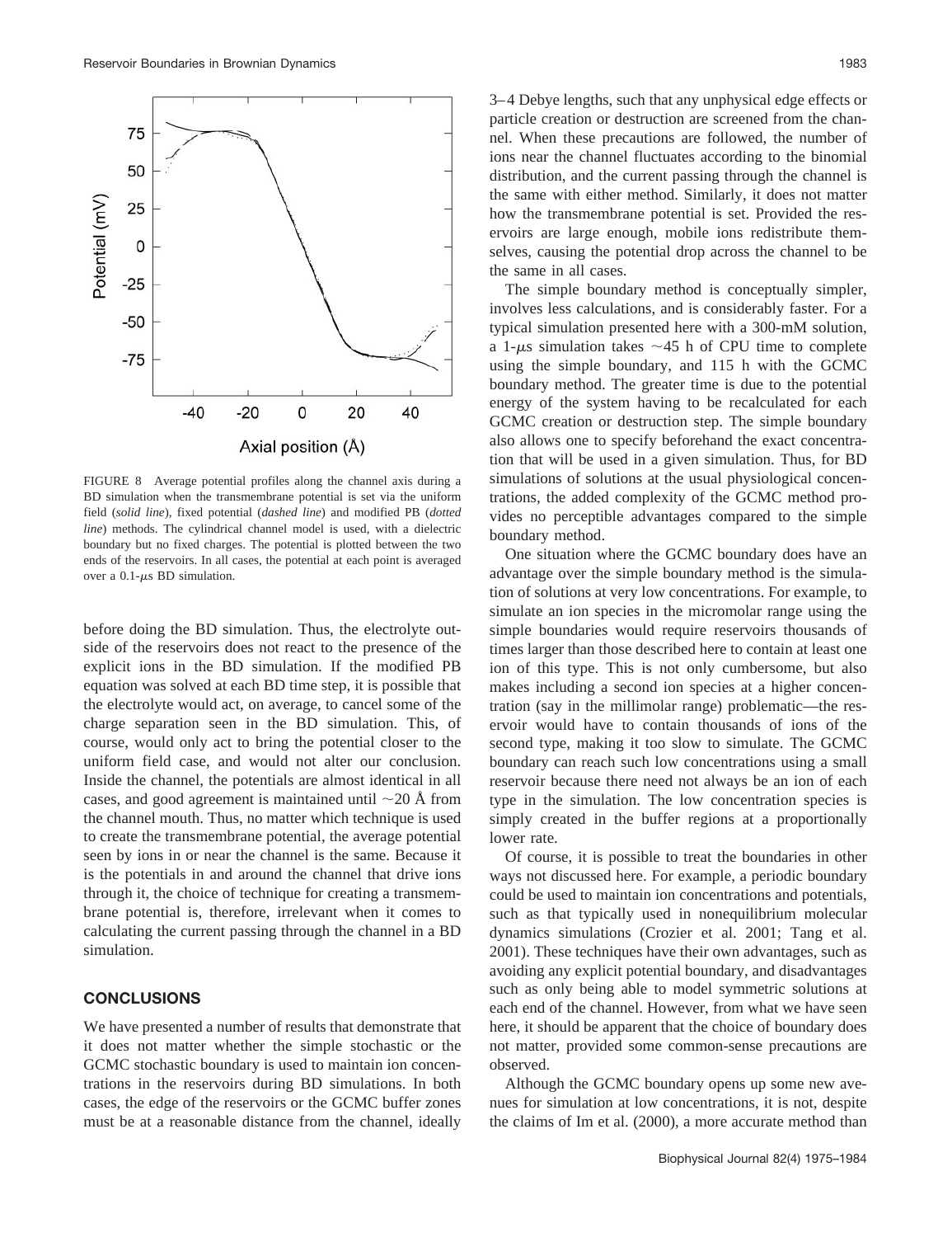FIGURE 8 Average potential profiles along the channel axis during a BD simulation when the transmembrane potential is set via the uniform field (*solid line*), fixed potential (*dashed line*) and modified PB (*dotted line*) methods. The cylindrical channel model is used, with a dielectric boundary but no fixed charges. The potential is plotted between the two ends of the reservoirs. In all cases, the potential at each point is averaged over a 0.1-$\mu$s BD simulation.

before doing the BD simulation. Thus, the electrolyte outside of the reservoirs does not react to the presence of the explicit ions in the BD simulation. If the modified PB equation was solved at each BD time step, it is possible that the electrolyte would act, on average, to cancel some of the charge separation seen in the BD simulation. This, of course, would only act to bring the potential closer to the uniform field case, and would not alter our conclusion. Inside the channel, the potentials are almost identical in all cases, and good agreement is maintained until ~20 Å from the channel mouth. Thus, no matter which technique is used to create the transmembrane potential, the average potential seen by ions in or near the channel is the same. Because it is the potentials in and around the channel that drive ions through it, the choice of technique for creating a transmembrane potential is, therefore, irrelevant when it comes to calculating the current passing through the channel in a BD simulation.

## CONCLUSIONS

We have presented a number of results that demonstrate that it does not matter whether the simple stochastic or the GCMC stochastic boundary is used to maintain ion concentrations in the reservoirs during BD simulations. In both cases, the edge of the reservoirs or the GCMC buffer zones must be at a reasonable distance from the channel, ideally 3–4 Debye lengths, such that any unphysical edge effects or particle creation or destruction are screened from the channel. When these precautions are followed, the number of ions near the channel fluctuates according to the binomial distribution, and the current passing through the channel is the same with either method. Similarly, it does not matter how the transmembrane potential is set. Provided the reservoirs are large enough, mobile ions redistribute themselves, causing the potential drop across the channel to be the same in all cases.

The simple boundary method is conceptually simpler, involves less calculations, and is considerably faster. For a typical simulation presented here with a 300-mM solution, a 1-$\mu$s simulation takes ~45 h of CPU time to complete using the simple boundary, and 115 h with the GCMC boundary method. The greater time is due to the potential energy of the system having to be recalculated for each GCMC creation or destruction step. The simple boundary also allows one to specify beforehand the exact concentration that will be used in a given simulation. Thus, for BD simulations of solutions at the usual physiological concentrations, the added complexity of the GCMC method provides no perceptible advantages compared to the simple boundary method.

One situation where the GCMC boundary does have an advantage over the simple boundary method is the simulation of solutions at very low concentrations. For example, to simulate an ion species in the micromolar range using the simple boundaries would require reservoirs thousands of times larger than those described here to contain at least one ion of this type. This is not only cumbersome, but also makes including a second ion species at a higher concentration (say in the millimolar range) problematic—the reservoir would have to contain thousands of ions of the second type, making it too slow to simulate. The GCMC boundary can reach such low concentrations using a small reservoir because there need not always be an ion of each type in the simulation. The low concentration species is simply created in the buffer regions at a proportionally lower rate.

Of course, it is possible to treat the boundaries in other ways not discussed here. For example, a periodic boundary could be used to maintain ion concentrations and potentials, such as that typically used in nonequilibrium molecular dynamics simulations (Crozier et al. 2001; Tang et al. 2001). These techniques have their own advantages, such as avoiding any explicit potential boundary, and disadvantages such as only being able to model symmetric solutions at each end of the channel. However, from what we have seen here, it should be apparent that the choice of boundary does not matter, provided some common-sense precautions are observed.

Although the GCMC boundary opens up some new avenues for simulation at low concentrations, it is not, despite the claims of Im et al. (2000), a more accurate method than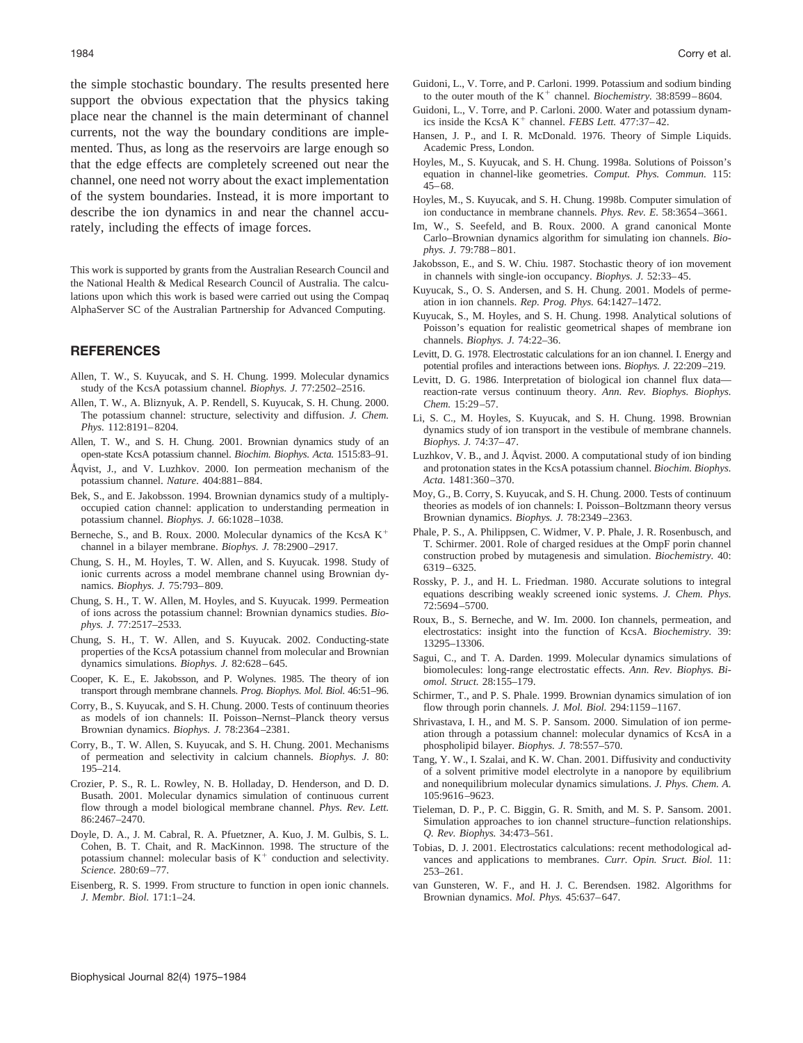the simple stochastic boundary. The results presented here support the obvious expectation that the physics taking place near the channel is the main determinant of channel currents, not the way the boundary conditions are implemented. Thus, as long as the reservoirs are large enough so that the edge effects are completely screened out near the channel, one need not worry about the exact implementation of the system boundaries. Instead, it is more important to describe the ion dynamics in and near the channel accurately, including the effects of image forces.

This work is supported by grants from the Australian Research Council and the National Health & Medical Research Council of Australia. The calculations upon which this work is based were carried out using the Compaq AlphaServer SC of the Australian Partnership for Advanced Computing.

## REFERENCES

Allen, T. W., S. Kuyucak, and S. H. Chung. 1999. Molecular dynamics study of the KcsA potassium channel. *Biophys. J.* 77:2502–2516.

Allen, T. W., A. Bliznyuk, A. P. Rendell, S. Kuyucak, S. H. Chung. 2000. The potassium channel: structure, selectivity and diffusion. *J. Chem. Phys.* 112:8191–8204.

Allen, T. W., and S. H. Chung. 2001. Brownian dynamics study of an open-state KcsA potassium channel. *Biochim. Biophys. Acta.* 1515:83–91.

Åqvist, J., and V. Luzhkov. 2000. Ion permeation mechanism of the potassium channel. *Nature.* 404:881–884.

Bek, S., and E. Jakobsson. 1994. Brownian dynamics study of a multiply-occupied cation channel: application to understanding permeation in potassium channel. *Biophys. J.* 66:1028–1038.

Berneche, S., and B. Roux. 2000. Molecular dynamics of the KcsA $K^+$ channel in a bilayer membrane. *Biophys. J.* 78:2900–2917.

Chung, S. H., M. Hoyles, T. W. Allen, and S. Kuyucak. 1998. Study of ionic currents across a model membrane channel using Brownian dynamics. *Biophys. J.* 75:793–809.

Chung, S. H., T. W. Allen, M. Hoyles, and S. Kuyucak. 1999. Permeation of ions across the potassium channel: Brownian dynamics studies. *Biophys. J.* 77:2517–2533.

Chung, S. H., T. W. Allen, and S. Kuyucak. 2002. Conducting-state properties of the KcsA potassium channel from molecular and Brownian dynamics simulations. *Biophys. J.* 82:628–645.

Cooper, K. E., E. Jakobsson, and P. Wolynes. 1985. The theory of ion transport through membrane channels. *Prog. Biophys. Mol. Biol.* 46:51–96.

Corry, B., S. Kuyucak, and S. H. Chung. 2000. Tests of continuum theories as models of ion channels: II. Poisson–Nernst–Planck theory versus Brownian dynamics. *Biophys. J.* 78:2364–2381.

Corry, B., T. W. Allen, S. Kuyucak, and S. H. Chung. 2001. Mechanisms of permeation and selectivity in calcium channels. *Biophys. J.* 80: 195–214.

Crozier, P. S., R. L. Rowley, N. B. Holladay, D. Henderson, and D. D. Busath. 2001. Molecular dynamics simulation of continuous current flow through a model biological membrane channel. *Phys. Rev. Lett.* 86:2467–2470.

Doyle, D. A., J. M. Cabral, R. A. Pfuetzner, A. Kuo, J. M. Gulbis, S. L. Cohen, B. T. Chait, and R. MacKinnon. 1998. The structure of the potassium channel: molecular basis of $K^+$ conduction and selectivity. *Science.* 280:69–77.

Eisenberg, R. S. 1999. From structure to function in open ionic channels. *J. Membr. Biol.* 171:1–24.

Guidoni, L., V. Torre, and P. Carloni. 1999. Potassium and sodium binding to the outer mouth of the $K^+$ channel. *Biochemistry.* 38:8599–8604.

Guidoni, L., V. Torre, and P. Carloni. 2000. Water and potassium dynamics inside the KcsA $K^+$ channel. *FEBS Lett.* 477:37–42.

Hansen, J. P., and I. R. McDonald. 1976. Theory of Simple Liquids. Academic Press, London.

Hoyles, M., S. Kuyucak, and S. H. Chung. 1998a. Solutions of Poisson's equation in channel-like geometries. *Comput. Phys. Commun.* 115: 45–68.

Hoyles, M., S. Kuyucak, and S. H. Chung. 1998b. Computer simulation of ion conductance in membrane channels. *Phys. Rev. E.* 58:3654–3661.

Im, W., S. Seefeld, and B. Roux. 2000. A grand canonical Monte Carlo–Brownian dynamics algorithm for simulating ion channels. *Biophys. J.* 79:788–801.

Jakobsson, E., and S. W. Chiu. 1987. Stochastic theory of ion movement in channels with single-ion occupancy. *Biophys. J.* 52:33–45.

Kuyucak, S., O. S. Andersen, and S. H. Chung. 2001. Models of permeation in ion channels. *Rep. Prog. Phys.* 64:1427–1472.

Kuyucak, S., M. Hoyles, and S. H. Chung. 1998. Analytical solutions of Poisson's equation for realistic geometrical shapes of membrane ion channels. *Biophys. J.* 74:22–36.

Levitt, D. G. 1978. Electrostatic calculations for an ion channel. I. Energy and potential profiles and interactions between ions. *Biophys. J.* 22:209–219.

Levitt, D. G. 1986. Interpretation of biological ion channel flux data—reaction-rate versus continuum theory. *Ann. Rev. Biophys. Biophys. Chem.* 15:29–57.

Li, S. C., M. Hoyles, S. Kuyucak, and S. H. Chung. 1998. Brownian dynamics study of ion transport in the vestibule of membrane channels. *Biophys. J.* 74:37–47.

Luzhkov, V. B., and J. Åqvist. 2000. A computational study of ion binding and protonation states in the KcsA potassium channel. *Biochim. Biophys. Acta.* 1481:360–370.

Moy, G., B. Corry, S. Kuyucak, and S. H. Chung. 2000. Tests of continuum theories as models of ion channels: I. Poisson–Boltzmann theory versus Brownian dynamics. *Biophys. J.* 78:2349–2363.

Phale, P. S., A. Philippsen, C. Widmer, V. P. Phale, J. R. Rosenbusch, and T. Schirmer. 2001. Role of charged residues at the OmpF porin channel construction probed by mutagenesis and simulation. *Biochemistry.* 40: 6319–6325.

Rossky, P. J., and H. L. Friedman. 1980. Accurate solutions to integral equations describing weakly screened ionic systems. *J. Chem. Phys.* 72:5694–5700.

Roux, B., S. Berneche, and W. Im. 2000. Ion channels, permeation, and electrostatics: insight into the function of KcsA. *Biochemistry.* 39: 13295–13306.

Sagui, C., and T. A. Darden. 1999. Molecular dynamics simulations of biomolecules: long-range electrostatic effects. *Ann. Rev. Biophys. Biomol. Struct.* 28:155–179.

Schirmer, T., and P. S. Phale. 1999. Brownian dynamics simulation of ion flow through porin channels. *J. Mol. Biol.* 294:1159–1167.

Shrivastava, I. H., and M. S. P. Sansom. 2000. Simulation of ion permeation through a potassium channel: molecular dynamics of KcsA in a phospholipid bilayer. *Biophys. J.* 78:557–570.

Tang, Y. W., I. Szalai, and K. W. Chan. 2001. Diffusivity and conductivity of a solvent primitive model electrolyte in a nanopore by equilibrium and nonequilibrium molecular dynamics simulations. *J. Phys. Chem. A.* 105:9616–9623.

Tieleman, D. P., P. C. Biggin, G. R. Smith, and M. S. P. Sansom. 2001. Simulation approaches to ion channel structure–function relationships. *Q. Rev. Biophys.* 34:473–561.

Tobias, D. J. 2001. Electrostatics calculations: recent methodological advances and applications to membranes. *Curr. Opin. Sruct. Biol.* 11: 253–261.

van Gunsteren, W. F., and H. J. C. Berendsen. 1982. Algorithms for Brownian dynamics. *Mol. Phys.* 45:637–647.